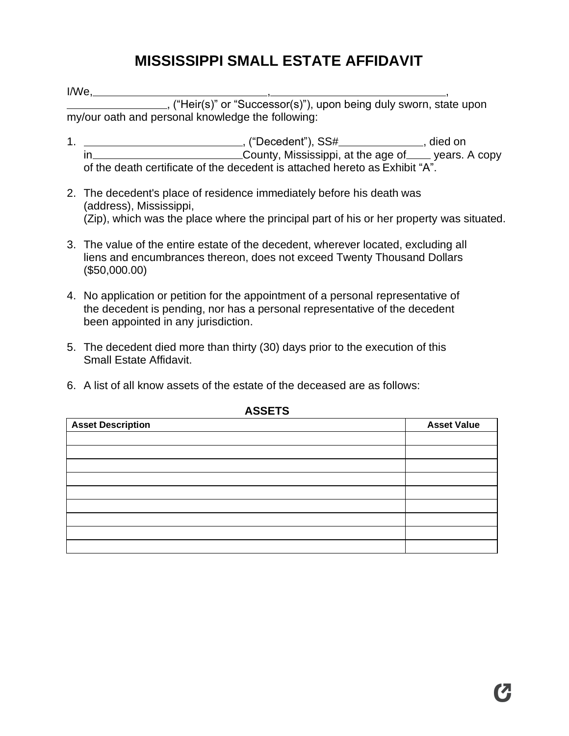# MISSISSIPPI SMALL ESTATE AFFIDAVIT

I/We, ____________________________, ____________________________, ________________, ("Heir(s)" or "Successor(s)"), upon being duly sworn, state upon my/our oath and personal knowledge the following:

1. __________________________, ("Decedent"), SS# ______________, died on in ________________________ County, Mississippi, at the age of ____ years. A copy of the death certificate of the decedent is attached hereto as Exhibit "A".

2. The decedent's place of residence immediately before his death was (address), Mississippi, (Zip), which was the place where the principal part of his or her property was situated.

3. The value of the entire estate of the decedent, wherever located, excluding all liens and encumbrances thereon, does not exceed Twenty Thousand Dollars ($50,000.00)

4. No application or petition for the appointment of a personal representative of the decedent is pending, nor has a personal representative of the decedent been appointed in any jurisdiction.

5. The decedent died more than thirty (30) days prior to the execution of this Small Estate Affidavit.

6. A list of all know assets of the estate of the deceased are as follows:

**ASSETS**

| Asset Description | Asset Value |
| --- | --- |
| | |
| | |
| | |
| | |
| | |
| | |
| | |
| | |
| | |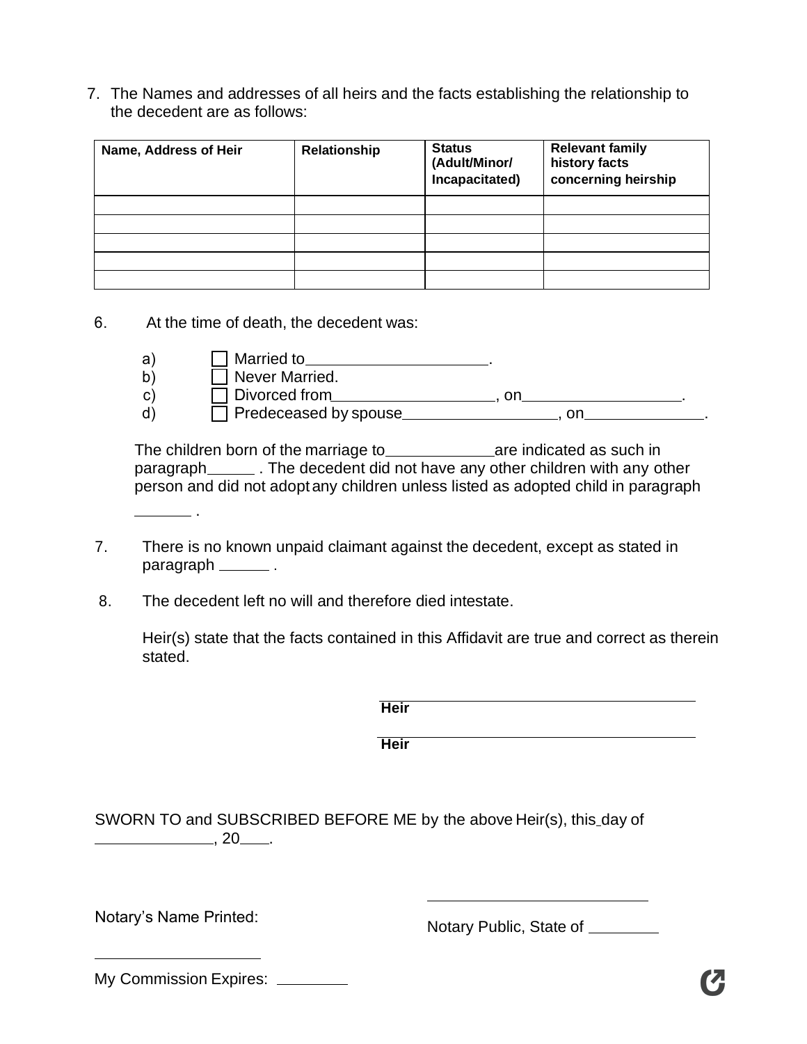7. The Names and addresses of all heirs and the facts establishing the relationship to the decedent are as follows:

| Name, Address of Heir | Relationship | Status (Adult/Minor/ Incapacitated) | Relevant family history facts concerning heirship |
|---|---|---|---|
| | | | |
| | | | |
| | | | |
| | | | |
| | | | |

6. At the time of death, the decedent was:

a) ☐ Married to____________________.
b) ☐ Never Married.
c) ☐ Divorced from__________________, on__________________.
d) ☐ Predeceased by spouse_________________, on_____________.

The children born of the marriage to____________are indicated as such in paragraph_____ . The decedent did not have any other children with any other person and did not adopt any children unless listed as adopted child in paragraph ______ .

7. There is no known unpaid claimant against the decedent, except as stated in paragraph ______ .

8. The decedent left no will and therefore died intestate.

Heir(s) state that the facts contained in this Affidavit are true and correct as therein stated.

______________________________________
**Heir**

______________________________________
**Heir**

SWORN TO and SUBSCRIBED BEFORE ME by the above Heir(s), this_day of _____________, 20___.

Notary's Name Printed:

____________________

__________________________
Notary Public, State of ________

My Commission Expires: ________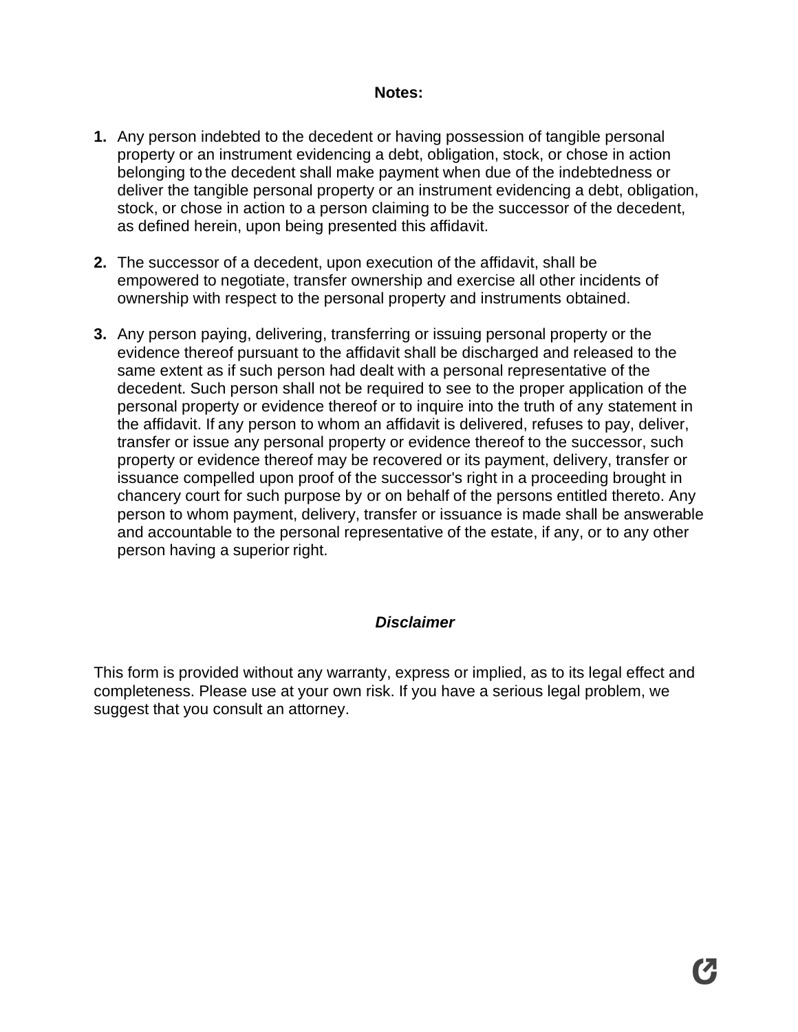**Notes:**

1. Any person indebted to the decedent or having possession of tangible personal property or an instrument evidencing a debt, obligation, stock, or chose in action belonging to the decedent shall make payment when due of the indebtedness or deliver the tangible personal property or an instrument evidencing a debt, obligation, stock, or chose in action to a person claiming to be the successor of the decedent, as defined herein, upon being presented this affidavit.

2. The successor of a decedent, upon execution of the affidavit, shall be empowered to negotiate, transfer ownership and exercise all other incidents of ownership with respect to the personal property and instruments obtained.

3. Any person paying, delivering, transferring or issuing personal property or the evidence thereof pursuant to the affidavit shall be discharged and released to the same extent as if such person had dealt with a personal representative of the decedent. Such person shall not be required to see to the proper application of the personal property or evidence thereof or to inquire into the truth of any statement in the affidavit. If any person to whom an affidavit is delivered, refuses to pay, deliver, transfer or issue any personal property or evidence thereof to the successor, such property or evidence thereof may be recovered or its payment, delivery, transfer or issuance compelled upon proof of the successor's right in a proceeding brought in chancery court for such purpose by or on behalf of the persons entitled thereto. Any person to whom payment, delivery, transfer or issuance is made shall be answerable and accountable to the personal representative of the estate, if any, or to any other person having a superior right.

***Disclaimer***

This form is provided without any warranty, express or implied, as to its legal effect and completeness. Please use at your own risk. If you have a serious legal problem, we suggest that you consult an attorney.